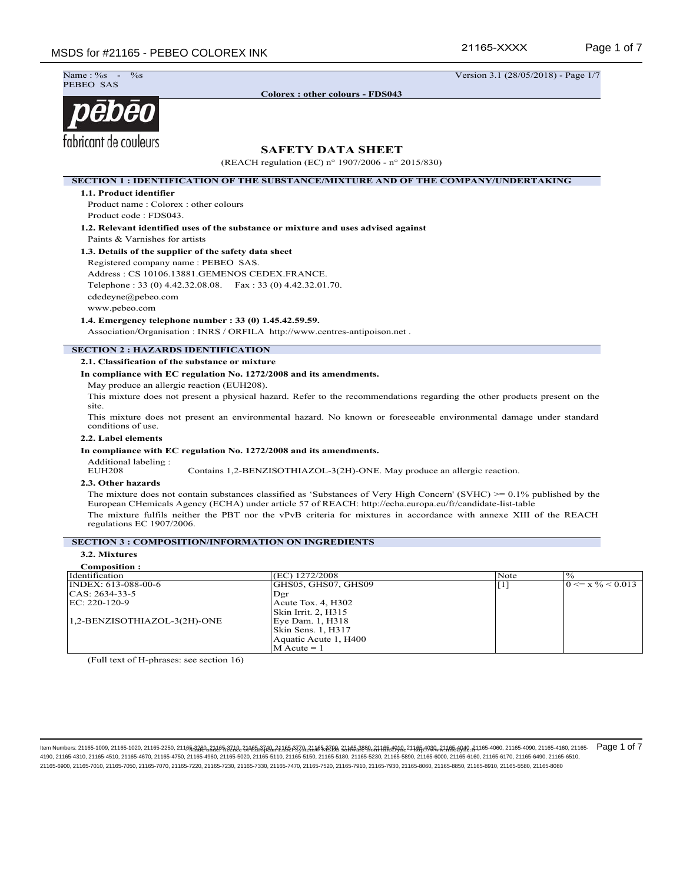Name : %s - %s
PEBEO SAS

Version 3.1 (28/05/2018) - Page 1/7

**Colorex : other colours - FDS043**

pēbēo
fabricant de couleurs

# SAFETY DATA SHEET

(REACH regulation (EC) n° 1907/2006 - n° 2015/830)

## SECTION 1 : IDENTIFICATION OF THE SUBSTANCE/MIXTURE AND OF THE COMPANY/UNDERTAKING

### 1.1. Product identifier

Product name : Colorex : other colours
Product code : FDS043.

### 1.2. Relevant identified uses of the substance or mixture and uses advised against

Paints & Varnishes for artists

### 1.3. Details of the supplier of the safety data sheet

Registered company name : PEBEO SAS.
Address : CS 10106.13881.GEMENOS CEDEX.FRANCE.
Telephone : 33 (0) 4.42.32.08.08. Fax : 33 (0) 4.42.32.01.70.
cdedeyne@pebeo.com
www.pebeo.com

### 1.4. Emergency telephone number : 33 (0) 1.45.42.59.59.

Association/Organisation : INRS / ORFILA http://www.centres-antipoison.net .

## SECTION 2 : HAZARDS IDENTIFICATION

### 2.1. Classification of the substance or mixture

**In compliance with EC regulation No. 1272/2008 and its amendments.**

May produce an allergic reaction (EUH208).

This mixture does not present a physical hazard. Refer to the recommendations regarding the other products present on the site.

This mixture does not present an environmental hazard. No known or foreseeable environmental damage under standard conditions of use.

### 2.2. Label elements

**In compliance with EC regulation No. 1272/2008 and its amendments.**

Additional labeling :
EUH208 Contains 1,2-BENZISOTHIAZOL-3(2H)-ONE. May produce an allergic reaction.

### 2.3. Other hazards

The mixture does not contain substances classified as 'Substances of Very High Concern' (SVHC) >= 0.1% published by the European CHemicals Agency (ECHA) under article 57 of REACH: http://echa.europa.eu/fr/candidate-list-table

The mixture fulfils neither the PBT nor the vPvB criteria for mixtures in accordance with annexe XIII of the REACH regulations EC 1907/2006.

## SECTION 3 : COMPOSITION/INFORMATION ON INGREDIENTS

### 3.2. Mixtures

**Composition :**

| Identification | (EC) 1272/2008 | Note | % |
|---|---|---|---|
| INDEX: 613-088-00-6<br>CAS: 2634-33-5<br>EC: 220-120-9<br><br>1,2-BENZISOTHIAZOL-3(2H)-ONE | GHS05, GHS07, GHS09<br>Dgr<br>Acute Tox. 4, H302<br>Skin Irrit. 2, H315<br>Eye Dam. 1, H318<br>Skin Sens. 1, H317<br>Aquatic Acute 1, H400<br>M Acute = 1 | [1] | 0 <= x % < 0.013 |

(Full text of H-phrases: see section 16)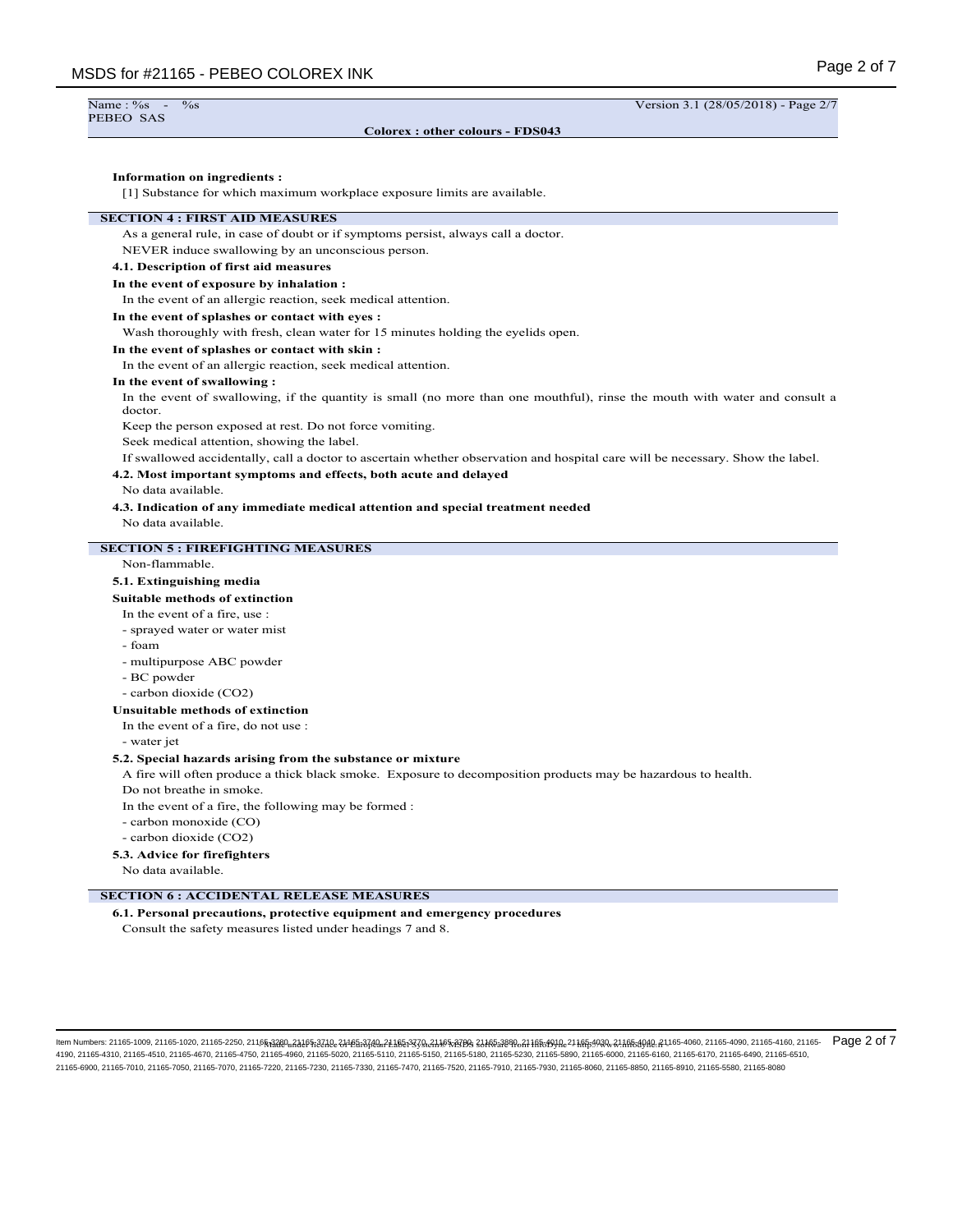**Information on ingredients :**

[1] Substance for which maximum workplace exposure limits are available.

## SECTION 4 : FIRST AID MEASURES

As a general rule, in case of doubt or if symptoms persist, always call a doctor.

NEVER induce swallowing by an unconscious person.

### 4.1. Description of first aid measures

**In the event of exposure by inhalation :**

In the event of an allergic reaction, seek medical attention.

**In the event of splashes or contact with eyes :**

Wash thoroughly with fresh, clean water for 15 minutes holding the eyelids open.

**In the event of splashes or contact with skin :**

In the event of an allergic reaction, seek medical attention.

**In the event of swallowing :**

In the event of swallowing, if the quantity is small (no more than one mouthful), rinse the mouth with water and consult a doctor.

Keep the person exposed at rest. Do not force vomiting.

Seek medical attention, showing the label.

If swallowed accidentally, call a doctor to ascertain whether observation and hospital care will be necessary. Show the label.

### 4.2. Most important symptoms and effects, both acute and delayed

No data available.

### 4.3. Indication of any immediate medical attention and special treatment needed

No data available.

## SECTION 5 : FIREFIGHTING MEASURES

Non-flammable.

### 5.1. Extinguishing media

**Suitable methods of extinction**

In the event of a fire, use :

- sprayed water or water mist
- foam
- multipurpose ABC powder
- BC powder
- carbon dioxide ($CO_2$)

**Unsuitable methods of extinction**

In the event of a fire, do not use :

- water jet

### 5.2. Special hazards arising from the substance or mixture

A fire will often produce a thick black smoke. Exposure to decomposition products may be hazardous to health.

Do not breathe in smoke.

In the event of a fire, the following may be formed :

- carbon monoxide (CO)
- carbon dioxide ($CO_2$)

### 5.3. Advice for firefighters

No data available.

## SECTION 6 : ACCIDENTAL RELEASE MEASURES

### 6.1. Personal precautions, protective equipment and emergency procedures

Consult the safety measures listed under headings 7 and 8.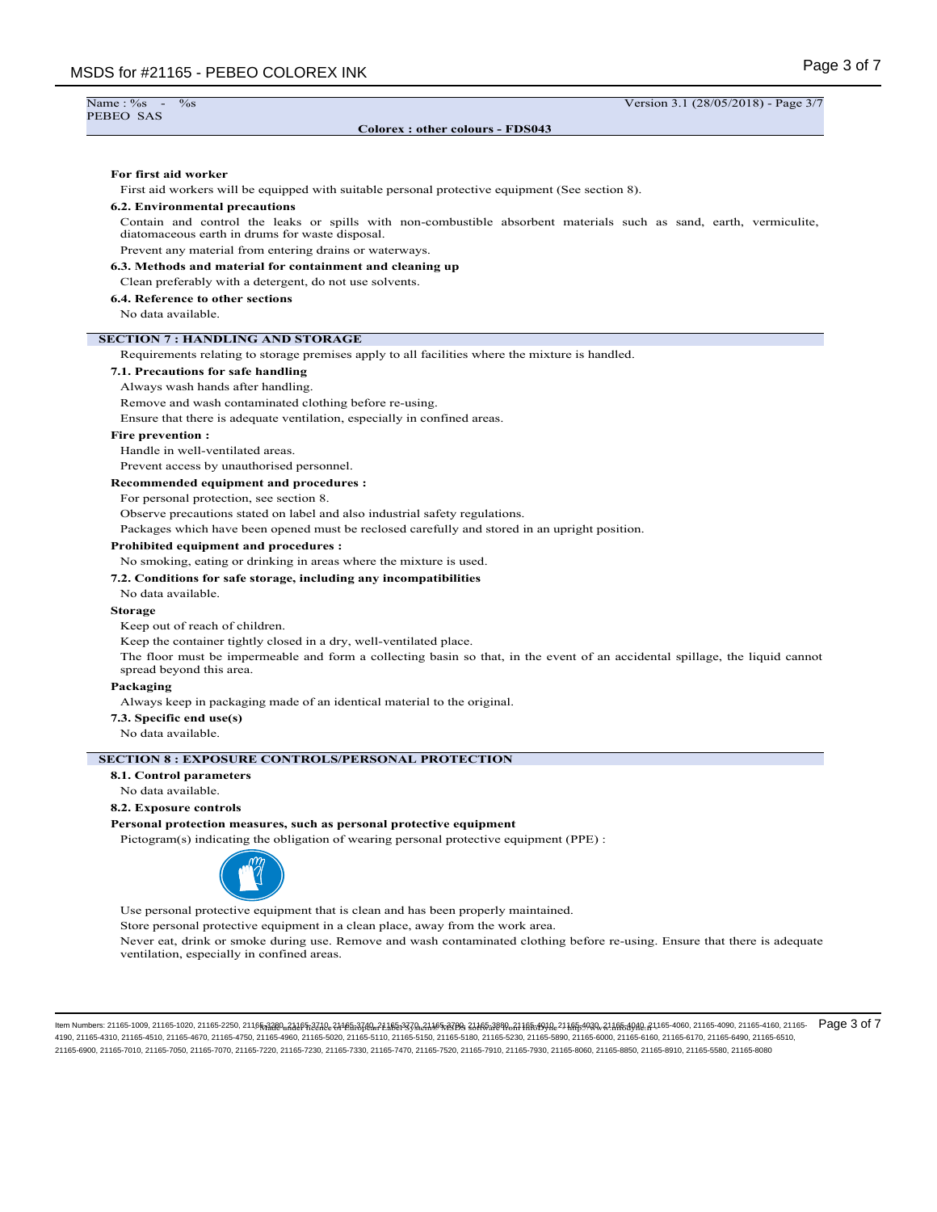**For first aid worker**

First aid workers will be equipped with suitable personal protective equipment (See section 8).

**6.2. Environmental precautions**

Contain and control the leaks or spills with non-combustible absorbent materials such as sand, earth, vermiculite, diatomaceous earth in drums for waste disposal.

Prevent any material from entering drains or waterways.

**6.3. Methods and material for containment and cleaning up**

Clean preferably with a detergent, do not use solvents.

**6.4. Reference to other sections**

No data available.

## SECTION 7 : HANDLING AND STORAGE

Requirements relating to storage premises apply to all facilities where the mixture is handled.

**7.1. Precautions for safe handling**

Always wash hands after handling.

Remove and wash contaminated clothing before re-using.

Ensure that there is adequate ventilation, especially in confined areas.

**Fire prevention :**

Handle in well-ventilated areas.

Prevent access by unauthorised personnel.

**Recommended equipment and procedures :**

For personal protection, see section 8.

Observe precautions stated on label and also industrial safety regulations.

Packages which have been opened must be reclosed carefully and stored in an upright position.

**Prohibited equipment and procedures :**

No smoking, eating or drinking in areas where the mixture is used.

**7.2. Conditions for safe storage, including any incompatibilities**

No data available.

**Storage**

Keep out of reach of children.

Keep the container tightly closed in a dry, well-ventilated place.

The floor must be impermeable and form a collecting basin so that, in the event of an accidental spillage, the liquid cannot spread beyond this area.

**Packaging**

Always keep in packaging made of an identical material to the original.

**7.3. Specific end use(s)**

No data available.

## SECTION 8 : EXPOSURE CONTROLS/PERSONAL PROTECTION

**8.1. Control parameters**

No data available.

**8.2. Exposure controls**

**Personal protection measures, such as personal protective equipment**

Pictogram(s) indicating the obligation of wearing personal protective equipment (PPE) :

Use personal protective equipment that is clean and has been properly maintained.

Store personal protective equipment in a clean place, away from the work area.

Never eat, drink or smoke during use. Remove and wash contaminated clothing before re-using. Ensure that there is adequate ventilation, especially in confined areas.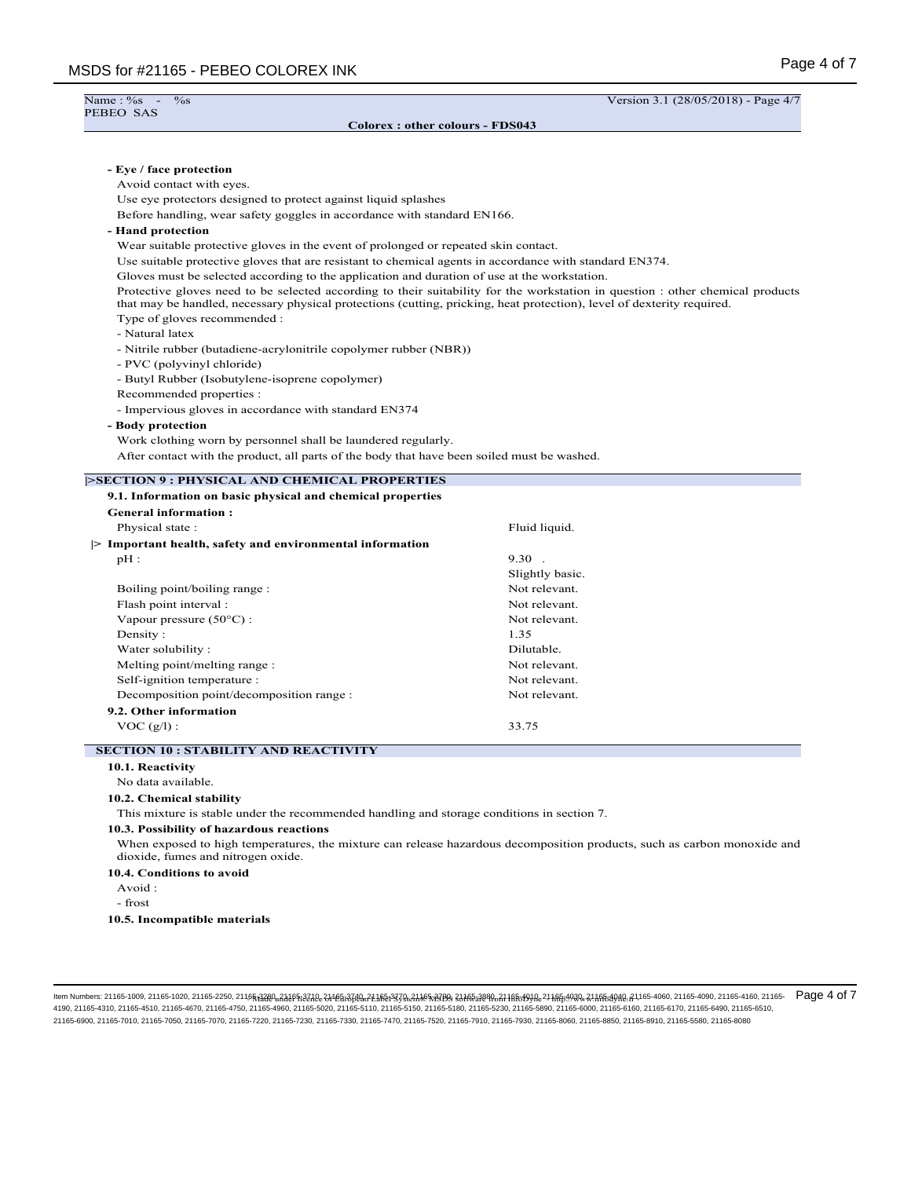- **Eye / face protection**

Avoid contact with eyes.

Use eye protectors designed to protect against liquid splashes

Before handling, wear safety goggles in accordance with standard EN166.

- **Hand protection**

Wear suitable protective gloves in the event of prolonged or repeated skin contact.

Use suitable protective gloves that are resistant to chemical agents in accordance with standard EN374.

Gloves must be selected according to the application and duration of use at the workstation.

Protective gloves need to be selected according to their suitability for the workstation in question : other chemical products that may be handled, necessary physical protections (cutting, pricking, heat protection), level of dexterity required.

Type of gloves recommended :

- Natural latex
- Nitrile rubber (butadiene-acrylonitrile copolymer rubber (NBR))
- PVC (polyvinyl chloride)
- Butyl Rubber (Isobutylene-isoprene copolymer)

Recommended properties :

- Impervious gloves in accordance with standard EN374

- **Body protection**

Work clothing worn by personnel shall be laundered regularly.

After contact with the product, all parts of the body that have been soiled must be washed.

## |>SECTION 9 : PHYSICAL AND CHEMICAL PROPERTIES

### 9.1. Information on basic physical and chemical properties

**General information :**

| | |
|---|---|
| Physical state : | Fluid liquid. |

**|> Important health, safety and environmental information**

| | |
|---|---|
| pH : | 9.30 . Slightly basic. |
| Boiling point/boiling range : | Not relevant. |
| Flash point interval : | Not relevant. |
| Vapour pressure (50°C) : | Not relevant. |
| Density : | 1.35 |
| Water solubility : | Dilutable. |
| Melting point/melting range : | Not relevant. |
| Self-ignition temperature : | Not relevant. |
| Decomposition point/decomposition range : | Not relevant. |

### 9.2. Other information

| | |
|---|---|
| VOC (g/l) : | 33.75 |

## SECTION 10 : STABILITY AND REACTIVITY

### 10.1. Reactivity

No data available.

### 10.2. Chemical stability

This mixture is stable under the recommended handling and storage conditions in section 7.

### 10.3. Possibility of hazardous reactions

When exposed to high temperatures, the mixture can release hazardous decomposition products, such as carbon monoxide and dioxide, fumes and nitrogen oxide.

### 10.4. Conditions to avoid

Avoid :

- frost

### 10.5. Incompatible materials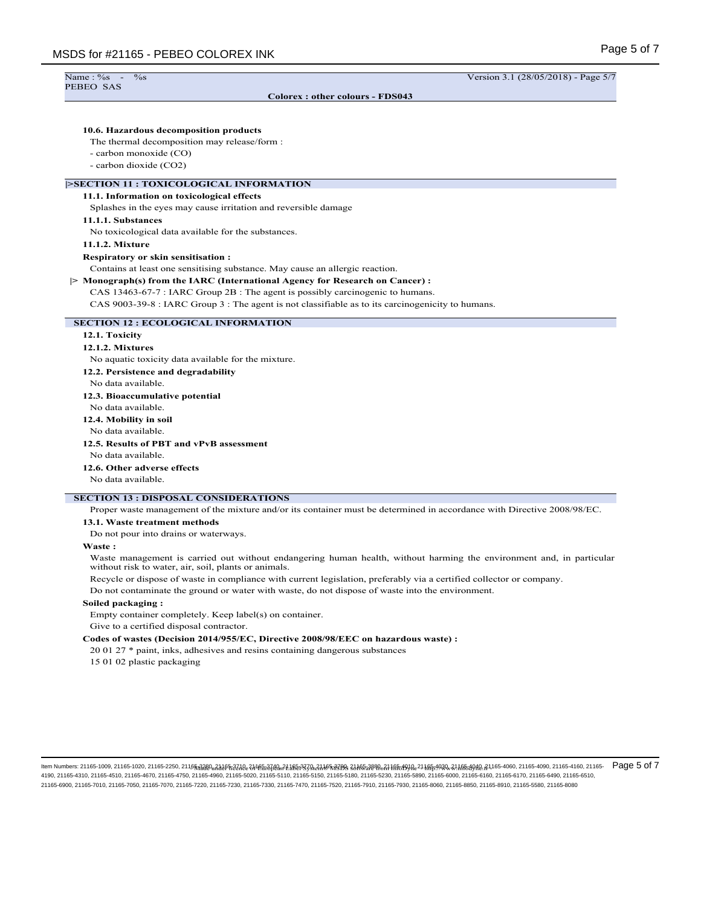#### 10.6. Hazardous decomposition products

The thermal decomposition may release/form :

- carbon monoxide (CO)
- carbon dioxide ($CO_2$)

## |>SECTION 11 : TOXICOLOGICAL INFORMATION

### 11.1. Information on toxicological effects

Splashes in the eyes may cause irritation and reversible damage

#### 11.1.1. Substances

No toxicological data available for the substances.

#### 11.1.2. Mixture

**Respiratory or skin sensitisation :**

Contains at least one sensitising substance. May cause an allergic reaction.

**|> Monograph(s) from the IARC (International Agency for Research on Cancer) :**

CAS 13463-67-7 : IARC Group 2B : The agent is possibly carcinogenic to humans.

CAS 9003-39-8 : IARC Group 3 : The agent is not classifiable as to its carcinogenicity to humans.

## SECTION 12 : ECOLOGICAL INFORMATION

### 12.1. Toxicity

#### 12.1.2. Mixtures

No aquatic toxicity data available for the mixture.

### 12.2. Persistence and degradability

No data available.

### 12.3. Bioaccumulative potential

No data available.

### 12.4. Mobility in soil

No data available.

### 12.5. Results of PBT and vPvB assessment

No data available.

### 12.6. Other adverse effects

No data available.

## SECTION 13 : DISPOSAL CONSIDERATIONS

Proper waste management of the mixture and/or its container must be determined in accordance with Directive 2008/98/EC.

### 13.1. Waste treatment methods

Do not pour into drains or waterways.

**Waste :**

Waste management is carried out without endangering human health, without harming the environment and, in particular without risk to water, air, soil, plants or animals.

Recycle or dispose of waste in compliance with current legislation, preferably via a certified collector or company.

Do not contaminate the ground or water with waste, do not dispose of waste into the environment.

**Soiled packaging :**

Empty container completely. Keep label(s) on container.

Give to a certified disposal contractor.

**Codes of wastes (Decision 2014/955/EC, Directive 2008/98/EEC on hazardous waste) :**

20 01 27 * paint, inks, adhesives and resins containing dangerous substances

15 01 02 plastic packaging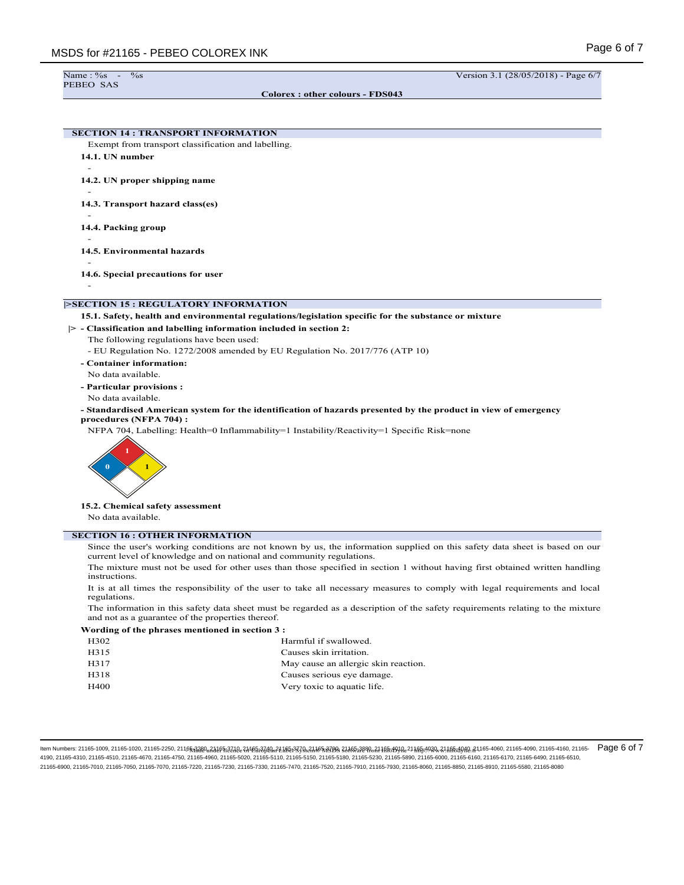## SECTION 14 : TRANSPORT INFORMATION

Exempt from transport classification and labelling.

**14.1. UN number**

-

**14.2. UN proper shipping name**

-

**14.3. Transport hazard class(es)**

-

**14.4. Packing group**

-

**14.5. Environmental hazards**

-

**14.6. Special precautions for user**

-

## |>SECTION 15 : REGULATORY INFORMATION

**15.1. Safety, health and environmental regulations/legislation specific for the substance or mixture**

|> **- Classification and labelling information included in section 2:**

The following regulations have been used:

- EU Regulation No. 1272/2008 amended by EU Regulation No. 2017/776 (ATP 10)

**- Container information:**

No data available.

**- Particular provisions :**

No data available.

**- Standardised American system for the identification of hazards presented by the product in view of emergency procedures (NFPA 704) :**

NFPA 704, Labelling: Health=0 Inflammability=1 Instability/Reactivity=1 Specific Risk=none

**15.2. Chemical safety assessment**

No data available.

## SECTION 16 : OTHER INFORMATION

Since the user's working conditions are not known by us, the information supplied on this safety data sheet is based on our current level of knowledge and on national and community regulations.

The mixture must not be used for other uses than those specified in section 1 without having first obtained written handling instructions.

It is at all times the responsibility of the user to take all necessary measures to comply with legal requirements and local regulations.

The information in this safety data sheet must be regarded as a description of the safety requirements relating to the mixture and not as a guarantee of the properties thereof.

**Wording of the phrases mentioned in section 3 :**

| | |
|---|---|
| H302 | Harmful if swallowed. |
| H315 | Causes skin irritation. |
| H317 | May cause an allergic skin reaction. |
| H318 | Causes serious eye damage. |
| H400 | Very toxic to aquatic life. |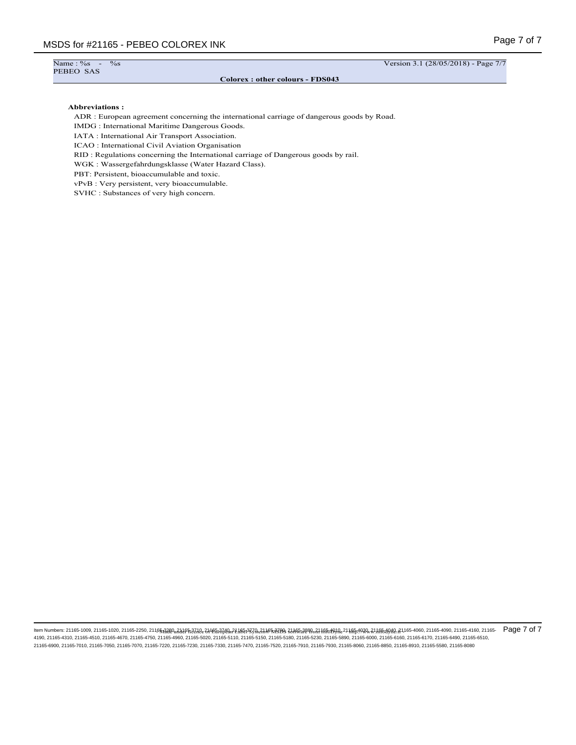**Abbreviations :**

ADR : European agreement concerning the international carriage of dangerous goods by Road.

IMDG : International Maritime Dangerous Goods.

IATA : International Air Transport Association.

ICAO : International Civil Aviation Organisation

RID : Regulations concerning the International carriage of Dangerous goods by rail.

WGK : Wassergefahrdungsklasse (Water Hazard Class).

PBT: Persistent, bioaccumulable and toxic.

vPvB : Very persistent, very bioaccumulable.

SVHC : Substances of very high concern.